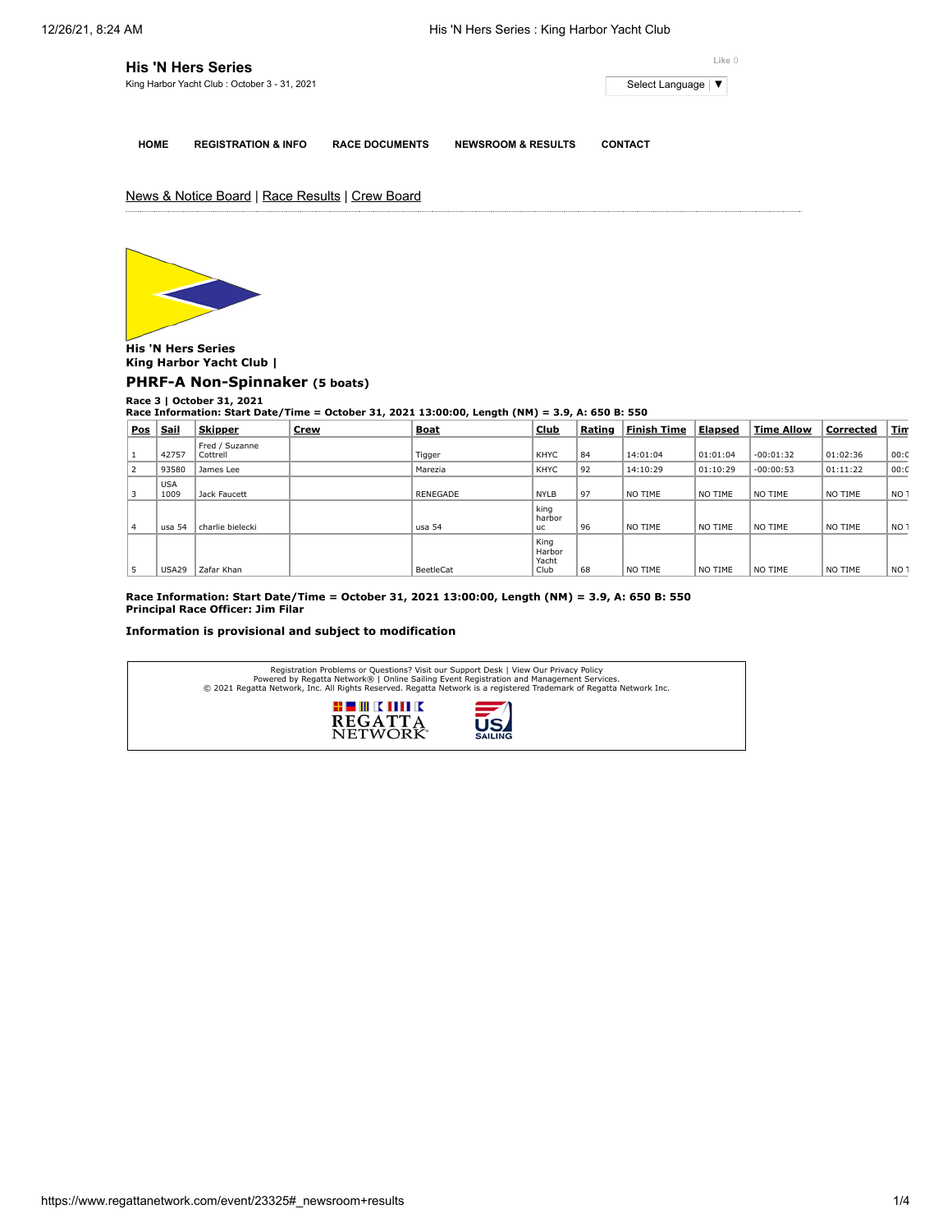# His 'N Hers Series

King Harbor Yacht Club : October 3 - 31, 2021

Like 0

Select Language ▼

HOME | REGISTRATION & INFO | RACE DOCUMENTS | NEWSROOM & RESULTS | CONTACT

News & Notice Board | Race Results | Crew Board

**His 'N Hers Series**
**King Harbor Yacht Club |**

## PHRF-A Non-Spinnaker (5 boats)

**Race 3 | October 31, 2021**
**Race Information: Start Date/Time = October 31, 2021 13:00:00, Length (NM) = 3.9, A: 650 B: 550**

| Pos | Sail | Skipper | Crew | Boat | Club | Rating | Finish Time | Elapsed | Time Allow | Corrected | Tim |
|---|---|---|---|---|---|---|---|---|---|---|---|
| 1 | 42757 | Fred / Suzanne Cottrell | | Tigger | KHYC | 84 | 14:01:04 | 01:01:04 | -00:01:32 | 01:02:36 | 00:0 |
| 2 | 93580 | James Lee | | Marezia | KHYC | 92 | 14:10:29 | 01:10:29 | -00:00:53 | 01:11:22 | 00:0 |
| 3 | USA 1009 | Jack Faucett | | RENEGADE | NYLB | 97 | NO TIME | NO TIME | NO TIME | NO TIME | NO T |
| 4 | usa 54 | charlie bielecki | | usa 54 | king harbor uc | 96 | NO TIME | NO TIME | NO TIME | NO TIME | NO T |
| 5 | USA29 | Zafar Khan | | BeetleCat | King Harbor Yacht Club | 68 | NO TIME | NO TIME | NO TIME | NO TIME | NO T |

**Race Information: Start Date/Time = October 31, 2021 13:00:00, Length (NM) = 3.9, A: 650 B: 550**
**Principal Race Officer: Jim Filar**

**Information is provisional and subject to modification**

Registration Problems or Questions? Visit our Support Desk | View Our Privacy Policy
Powered by Regatta Network® | Online Sailing Event Registration and Management Services.
© 2021 Regatta Network, Inc. All Rights Reserved. Regatta Network is a registered Trademark of Regatta Network Inc.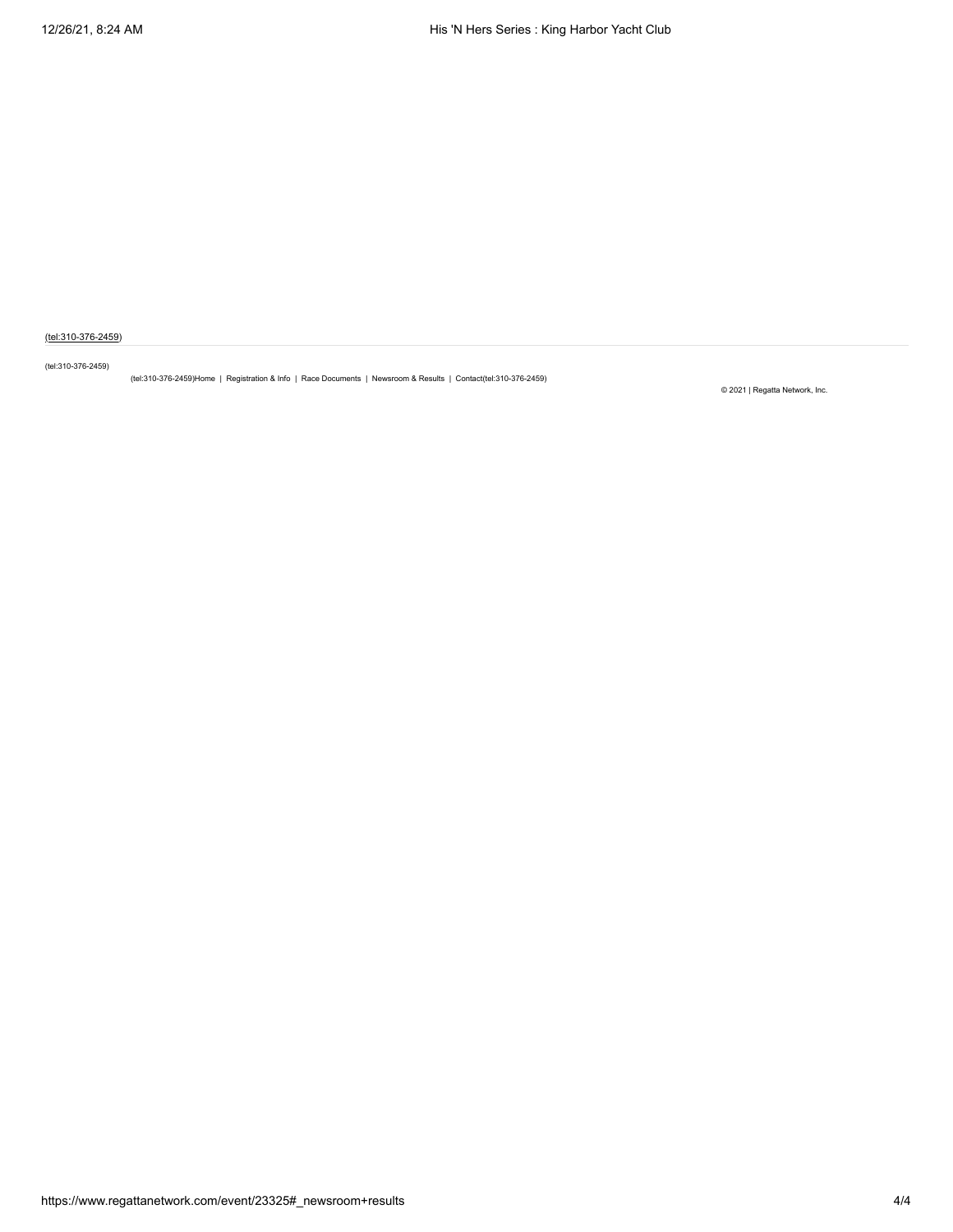(tel:310-376-2459)

(tel:310-376-2459)

(tel:310-376-2459)Home | Registration & Info | Race Documents | Newsroom & Results | Contact(tel:310-376-2459)

© 2021 | Regatta Network, Inc.